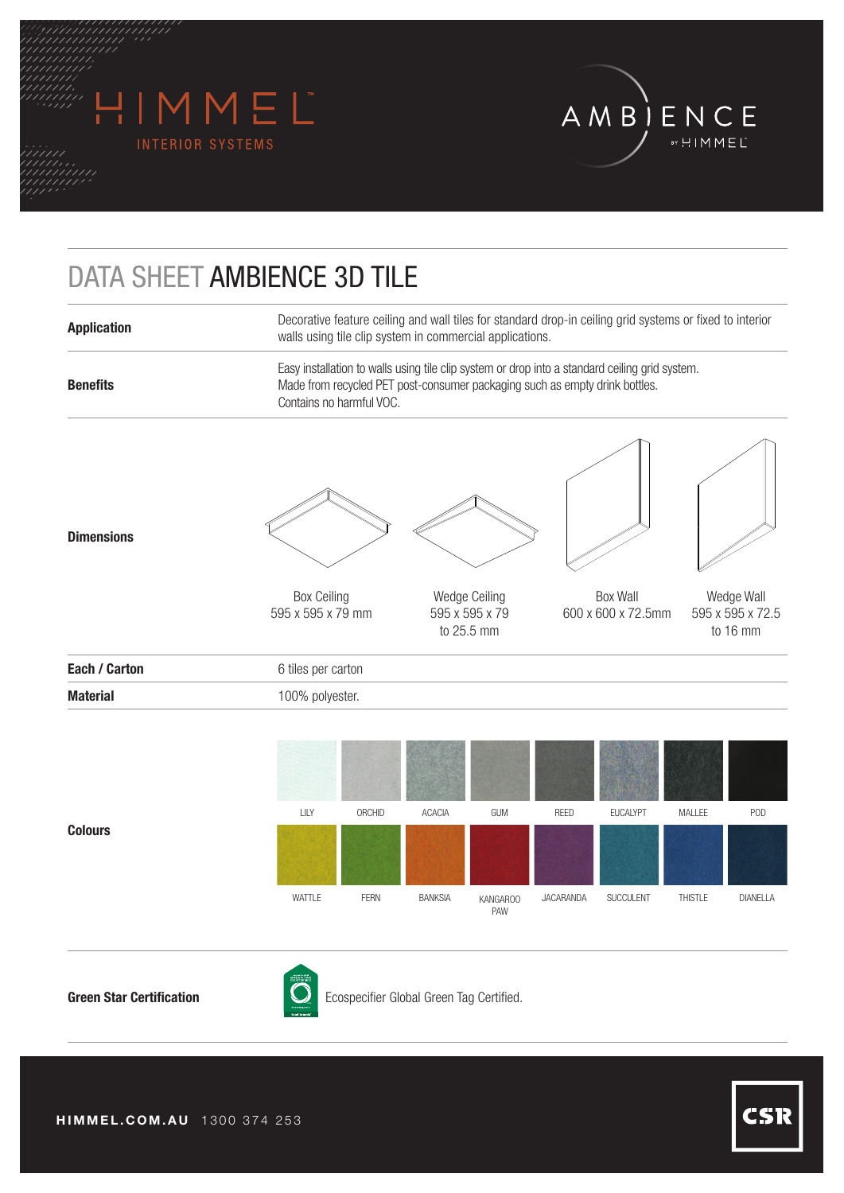HIMMEL™ INTERIOR SYSTEMS

AMBIENCE BY HIMMEL

# DATA SHEET AMBIENCE 3D TILE

| | |
|---|---|
| **Application** | Decorative feature ceiling and wall tiles for standard drop-in ceiling grid systems or fixed to interior walls using tile clip system in commercial applications. |
| **Benefits** | Easy installation to walls using tile clip system or drop into a standard ceiling grid system.<br>Made from recycled PET post-consumer packaging such as empty drink bottles.<br>Contains no harmful VOC. |
| **Dimensions** | Box Ceiling 595 x 595 x 79 mm; Wedge Ceiling 595 x 595 x 79 to 25.5 mm; Box Wall 600 x 600 x 72.5mm; Wedge Wall 595 x 595 x 72.5 to 16 mm |
| **Each / Carton** | 6 tiles per carton |
| **Material** | 100% polyester. |
| **Colours** | LILY, ORCHID, ACACIA, GUM, REED, EUCALYPT, MALLEE, POD, WATTLE, FERN, BANKSIA, KANGAROO PAW, JACARANDA, SUCCULENT, THISTLE, DIANELLA |
| **Green Star Certification** | Ecospecifier Global Green Tag Certified. |

**HIMMEL.COM.AU** 1300 374 253

CSR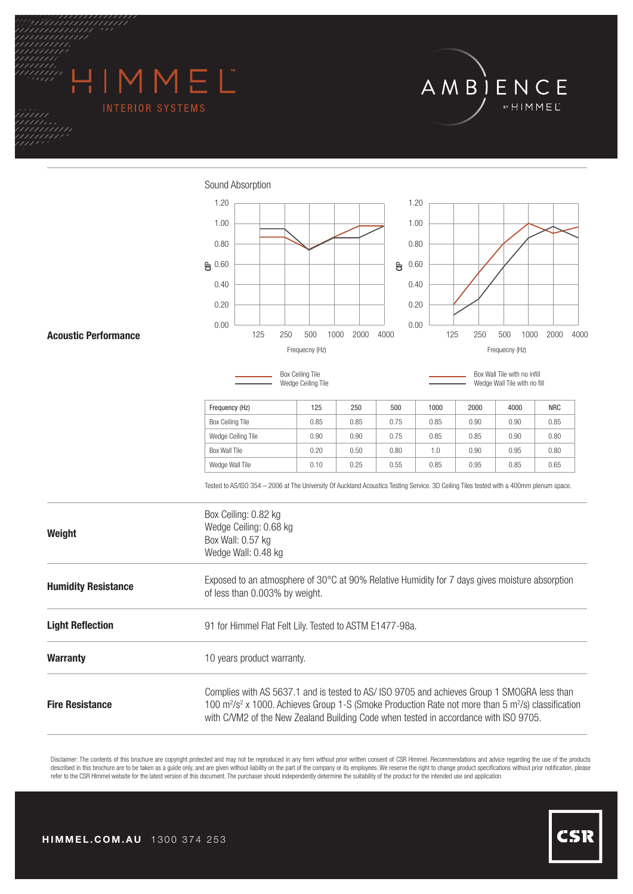HIMMEL

INTERIOR SYSTEMS

AMBIENCE BY HIMMEL

**Acoustic Performance**

Sound Absorption

1.20
1.00
0.80
αp 0.60
0.40
0.20
0.00
125 250 500 1000 2000 4000
Frequecny (Hz)

Box Ceiling Tile
Wedge Ceiling Tile

1.20
1.00
0.80
αp 0.60
0.40
0.20
0.00
125 250 500 1000 2000 4000
Frequecny (Hz)

Box Wall Tile with no infill
Wedge Wall Tile with no fill

| Frequency (Hz) | 125 | 250 | 500 | 1000 | 2000 | 4000 | NRC |
|---|---|---|---|---|---|---|---|
| Box Ceiling Tile | 0.85 | 0.85 | 0.75 | 0.85 | 0.90 | 0.90 | 0.85 |
| Wedge Ceiling Tile | 0.90 | 0.90 | 0.75 | 0.85 | 0.85 | 0.90 | 0.80 |
| Box Wall Tile | 0.20 | 0.50 | 0.80 | 1.0 | 0.90 | 0.95 | 0.80 |
| Wedge Wall Tile | 0.10 | 0.25 | 0.55 | 0.85 | 0.95 | 0.85 | 0.65 |

Tested to AS/ISO 354 – 2006 at The University Of Auckland Acoustics Testing Service. 3D Ceiling Tiles tested with a 400mm plenum space.

**Weight**

Box Ceiling: 0.82 kg
Wedge Ceiling: 0.68 kg
Box Wall: 0.57 kg
Wedge Wall: 0.48 kg

**Humidity Resistance**

Exposed to an atmosphere of 30°C at 90% Relative Humidity for 7 days gives moisture absorption of less than 0.003% by weight.

**Light Reflection**

91 for Himmel Flat Felt Lily. Tested to ASTM E1477-98a.

**Warranty**

10 years product warranty.

**Fire Resistance**

Complies with AS 5637.1 and is tested to AS/ ISO 9705 and achieves Group 1 SMOGRA less than 100 $m^2/s^2$ x 1000. Achieves Group 1-S (Smoke Production Rate not more than 5 $m^2/s$) classification with C/VM2 of the New Zealand Building Code when tested in accordance with ISO 9705.

Disclaimer: The contents of this brochure are copyright protected and may not be reproduced in any form without prior written consent of CSR Himmel. Recommendations and advice regarding the use of the products described in this brochure are to be taken as a guide only, and are given without liability on the part of the company or its employees. We reserve the right to change product specifications without prior notification, please refer to the CSR Himmel website for the latest version of this document. The purchaser should independently determine the suitability of the product for the intended use and application.

**HIMMEL.COM.AU** 1300 374 253

CSR